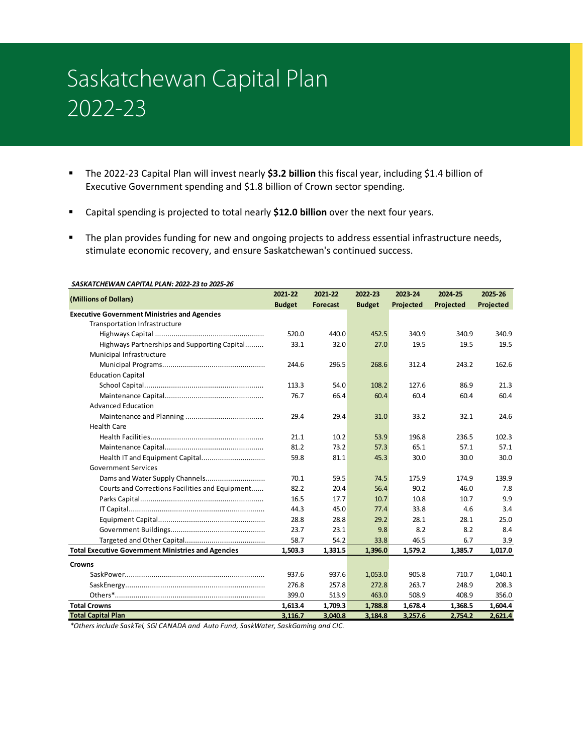# Saskatchewan Capital Plan 2022-23

- The 2022-23 Capital Plan will invest nearly **$3.2 billion** this fiscal year, including $1.4 billion of Executive Government spending and $1.8 billion of Crown sector spending.
- Capital spending is projected to total nearly **$12.0 billion** over the next four years.
- The plan provides funding for new and ongoing projects to address essential infrastructure needs, stimulate economic recovery, and ensure Saskatchewan's continued success.

***SASKATCHEWAN CAPITAL PLAN: 2022-23 to 2025-26***

| (Millions of Dollars) | 2021-22 Budget | 2021-22 Forecast | 2022-23 Budget | 2023-24 Projected | 2024-25 Projected | 2025-26 Projected |
|---|---|---|---|---|---|---|
| **Executive Government Ministries and Agencies** | | | | | | |
| Transportation Infrastructure | | | | | | |
| Highways Capital | 520.0 | 440.0 | 452.5 | 340.9 | 340.9 | 340.9 |
| Highways Partnerships and Supporting Capital | 33.1 | 32.0 | 27.0 | 19.5 | 19.5 | 19.5 |
| Municipal Infrastructure | | | | | | |
| Municipal Programs | 244.6 | 296.5 | 268.6 | 312.4 | 243.2 | 162.6 |
| Education Capital | | | | | | |
| School Capital | 113.3 | 54.0 | 108.2 | 127.6 | 86.9 | 21.3 |
| Maintenance Capital | 76.7 | 66.4 | 60.4 | 60.4 | 60.4 | 60.4 |
| Advanced Education | | | | | | |
| Maintenance and Planning | 29.4 | 29.4 | 31.0 | 33.2 | 32.1 | 24.6 |
| Health Care | | | | | | |
| Health Facilities | 21.1 | 10.2 | 53.9 | 196.8 | 236.5 | 102.3 |
| Maintenance Capital | 81.2 | 73.2 | 57.3 | 65.1 | 57.1 | 57.1 |
| Health IT and Equipment Capital | 59.8 | 81.1 | 45.3 | 30.0 | 30.0 | 30.0 |
| Government Services | | | | | | |
| Dams and Water Supply Channels | 70.1 | 59.5 | 74.5 | 175.9 | 174.9 | 139.9 |
| Courts and Corrections Facilities and Equipment | 82.2 | 20.4 | 56.4 | 90.2 | 46.0 | 7.8 |
| Parks Capital | 16.5 | 17.7 | 10.7 | 10.8 | 10.7 | 9.9 |
| IT Capital | 44.3 | 45.0 | 77.4 | 33.8 | 4.6 | 3.4 |
| Equipment Capital | 28.8 | 28.8 | 29.2 | 28.1 | 28.1 | 25.0 |
| Government Buildings | 23.7 | 23.1 | 9.8 | 8.2 | 8.2 | 8.4 |
| Targeted and Other Capital | 58.7 | 54.2 | 33.8 | 46.5 | 6.7 | 3.9 |
| **Total Executive Government Ministries and Agencies** | **1,503.3** | **1,331.5** | **1,396.0** | **1,579.2** | **1,385.7** | **1,017.0** |
| **Crowns** | | | | | | |
| SaskPower | 937.6 | 937.6 | 1,053.0 | 905.8 | 710.7 | 1,040.1 |
| SaskEnergy | 276.8 | 257.8 | 272.8 | 263.7 | 248.9 | 208.3 |
| Others* | 399.0 | 513.9 | 463.0 | 508.9 | 408.9 | 356.0 |
| **Total Crowns** | **1,613.4** | **1,709.3** | **1,788.8** | **1,678.4** | **1,368.5** | **1,604.4** |
| **Total Capital Plan** | **3,116.7** | **3,040.8** | **3,184.8** | **3,257.6** | **2,754.2** | **2,621.4** |

*\*Others include SaskTel, SGI CANADA and Auto Fund, SaskWater, SaskGaming and CIC.*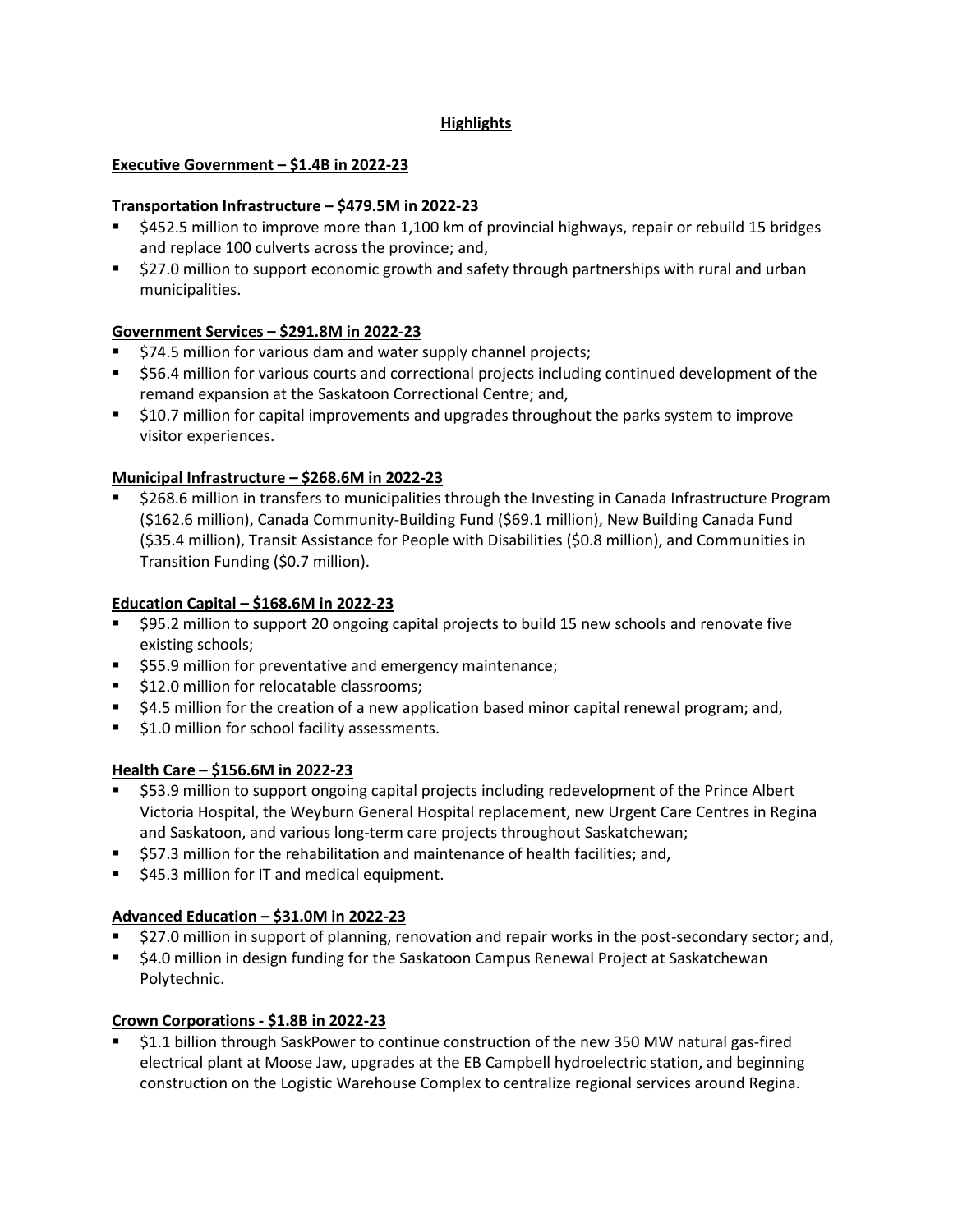## Highlights

### Executive Government – $1.4B in 2022-23

### Transportation Infrastructure – $479.5M in 2022-23

- $452.5 million to improve more than 1,100 km of provincial highways, repair or rebuild 15 bridges and replace 100 culverts across the province; and,
- $27.0 million to support economic growth and safety through partnerships with rural and urban municipalities.

### Government Services – $291.8M in 2022-23

- $74.5 million for various dam and water supply channel projects;
- $56.4 million for various courts and correctional projects including continued development of the remand expansion at the Saskatoon Correctional Centre; and,
- $10.7 million for capital improvements and upgrades throughout the parks system to improve visitor experiences.

### Municipal Infrastructure – $268.6M in 2022-23

- $268.6 million in transfers to municipalities through the Investing in Canada Infrastructure Program ($162.6 million), Canada Community-Building Fund ($69.1 million), New Building Canada Fund ($35.4 million), Transit Assistance for People with Disabilities ($0.8 million), and Communities in Transition Funding ($0.7 million).

### Education Capital – $168.6M in 2022-23

- $95.2 million to support 20 ongoing capital projects to build 15 new schools and renovate five existing schools;
- $55.9 million for preventative and emergency maintenance;
- $12.0 million for relocatable classrooms;
- $4.5 million for the creation of a new application based minor capital renewal program; and,
- $1.0 million for school facility assessments.

### Health Care – $156.6M in 2022-23

- $53.9 million to support ongoing capital projects including redevelopment of the Prince Albert Victoria Hospital, the Weyburn General Hospital replacement, new Urgent Care Centres in Regina and Saskatoon, and various long-term care projects throughout Saskatchewan;
- $57.3 million for the rehabilitation and maintenance of health facilities; and,
- $45.3 million for IT and medical equipment.

### Advanced Education – $31.0M in 2022-23

- $27.0 million in support of planning, renovation and repair works in the post-secondary sector; and,
- $4.0 million in design funding for the Saskatoon Campus Renewal Project at Saskatchewan Polytechnic.

### Crown Corporations - $1.8B in 2022-23

- $1.1 billion through SaskPower to continue construction of the new 350 MW natural gas-fired electrical plant at Moose Jaw, upgrades at the EB Campbell hydroelectric station, and beginning construction on the Logistic Warehouse Complex to centralize regional services around Regina.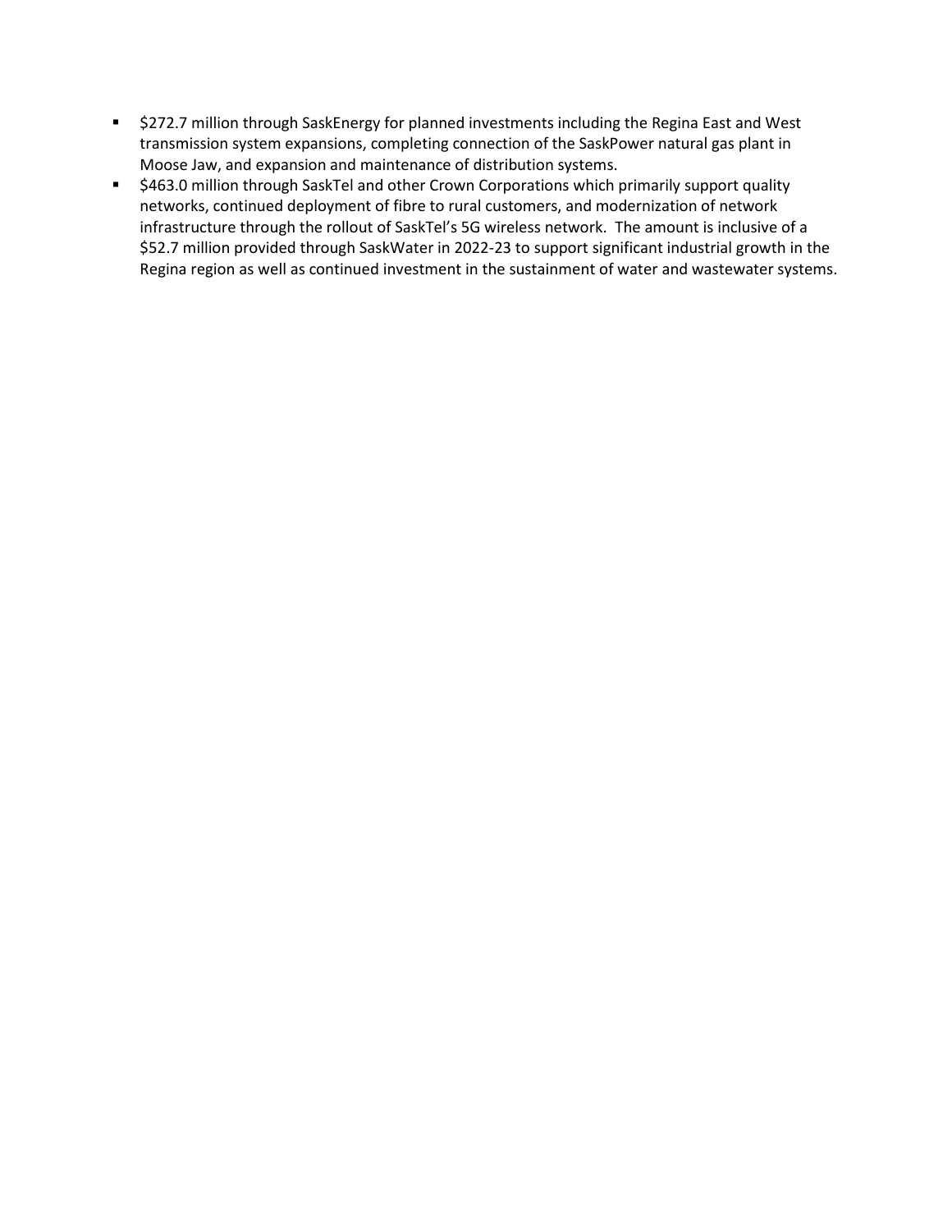- $272.7 million through SaskEnergy for planned investments including the Regina East and West transmission system expansions, completing connection of the SaskPower natural gas plant in Moose Jaw, and expansion and maintenance of distribution systems.
- $463.0 million through SaskTel and other Crown Corporations which primarily support quality networks, continued deployment of fibre to rural customers, and modernization of network infrastructure through the rollout of SaskTel's 5G wireless network. The amount is inclusive of a $52.7 million provided through SaskWater in 2022-23 to support significant industrial growth in the Regina region as well as continued investment in the sustainment of water and wastewater systems.